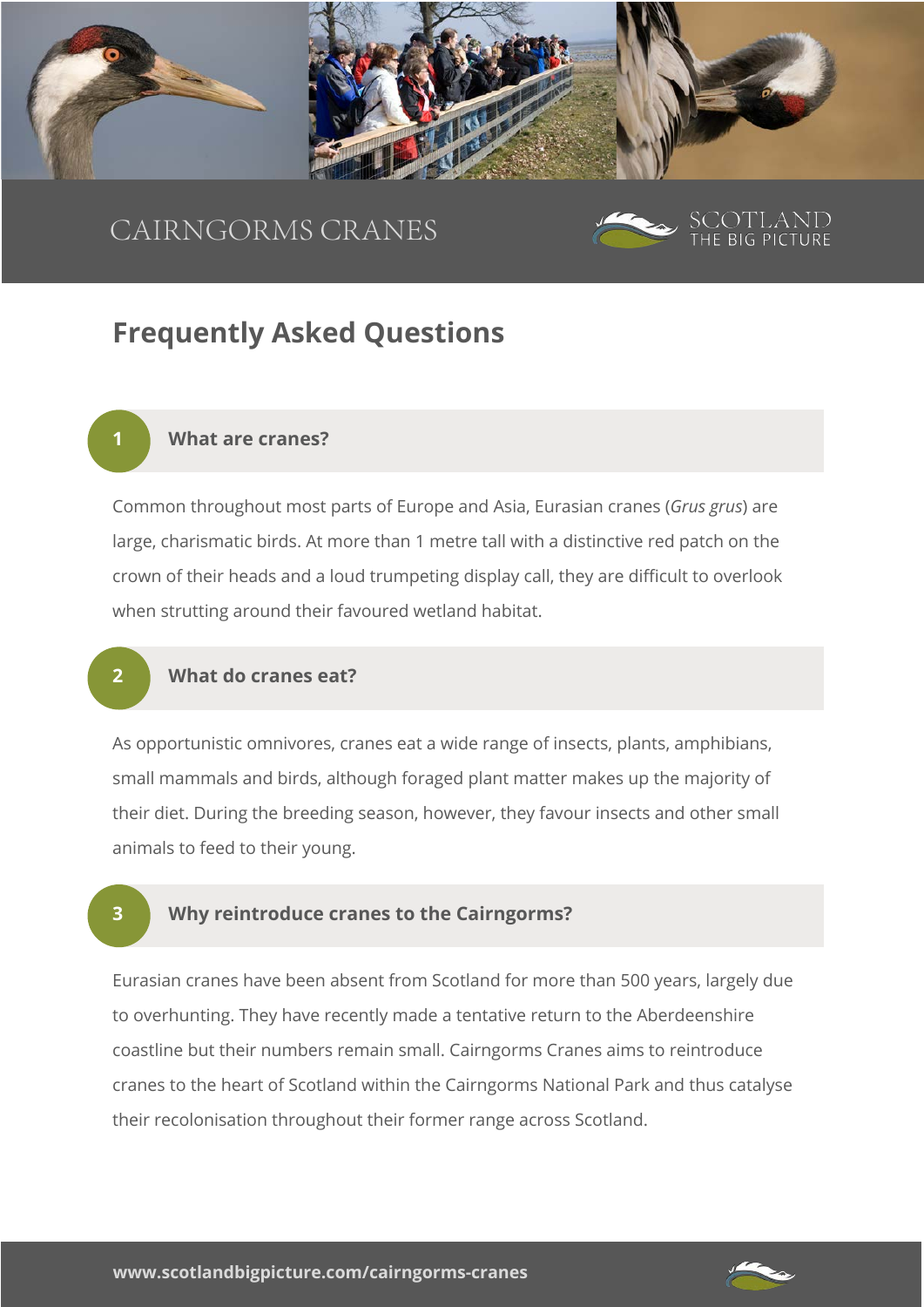CAIRNGORMS CRANES

SCOTLAND THE BIG PICTURE

# Frequently Asked Questions

## 1 What are cranes?

Common throughout most parts of Europe and Asia, Eurasian cranes (*Grus grus*) are large, charismatic birds. At more than 1 metre tall with a distinctive red patch on the crown of their heads and a loud trumpeting display call, they are difficult to overlook when strutting around their favoured wetland habitat.

## 2 What do cranes eat?

As opportunistic omnivores, cranes eat a wide range of insects, plants, amphibians, small mammals and birds, although foraged plant matter makes up the majority of their diet. During the breeding season, however, they favour insects and other small animals to feed to their young.

## 3 Why reintroduce cranes to the Cairngorms?

Eurasian cranes have been absent from Scotland for more than 500 years, largely due to overhunting. They have recently made a tentative return to the Aberdeenshire coastline but their numbers remain small. Cairngorms Cranes aims to reintroduce cranes to the heart of Scotland within the Cairngorms National Park and thus catalyse their recolonisation throughout their former range across Scotland.

**www.scotlandbigpicture.com/cairngorms-cranes**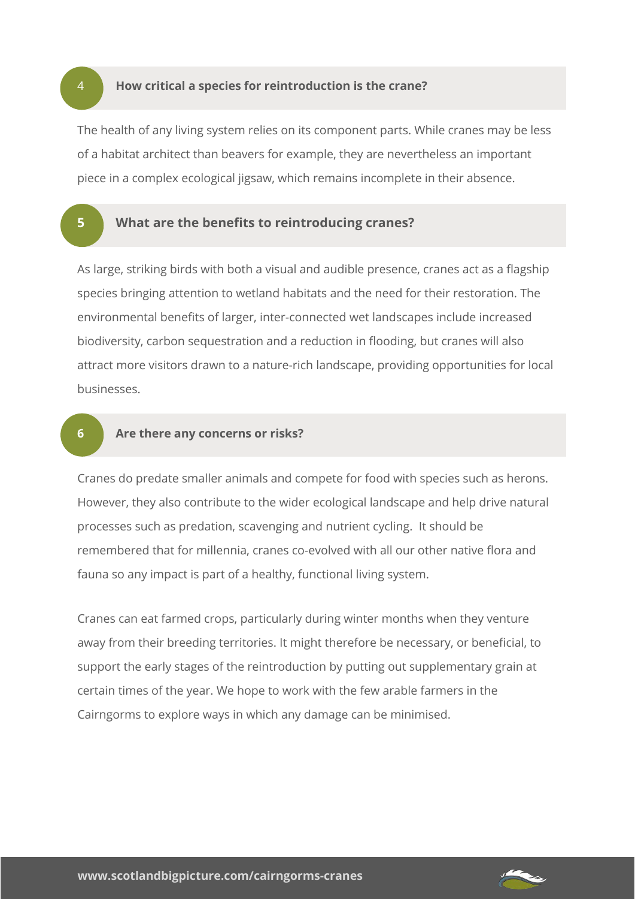## 4 How critical a species for reintroduction is the crane?

The health of any living system relies on its component parts. While cranes may be less of a habitat architect than beavers for example, they are nevertheless an important piece in a complex ecological jigsaw, which remains incomplete in their absence.

## 5 What are the benefits to reintroducing cranes?

As large, striking birds with both a visual and audible presence, cranes act as a flagship species bringing attention to wetland habitats and the need for their restoration. The environmental benefits of larger, inter-connected wet landscapes include increased biodiversity, carbon sequestration and a reduction in flooding, but cranes will also attract more visitors drawn to a nature-rich landscape, providing opportunities for local businesses.

## 6 Are there any concerns or risks?

Cranes do predate smaller animals and compete for food with species such as herons. However, they also contribute to the wider ecological landscape and help drive natural processes such as predation, scavenging and nutrient cycling. It should be remembered that for millennia, cranes co-evolved with all our other native flora and fauna so any impact is part of a healthy, functional living system.

Cranes can eat farmed crops, particularly during winter months when they venture away from their breeding territories. It might therefore be necessary, or beneficial, to support the early stages of the reintroduction by putting out supplementary grain at certain times of the year. We hope to work with the few arable farmers in the Cairngorms to explore ways in which any damage can be minimised.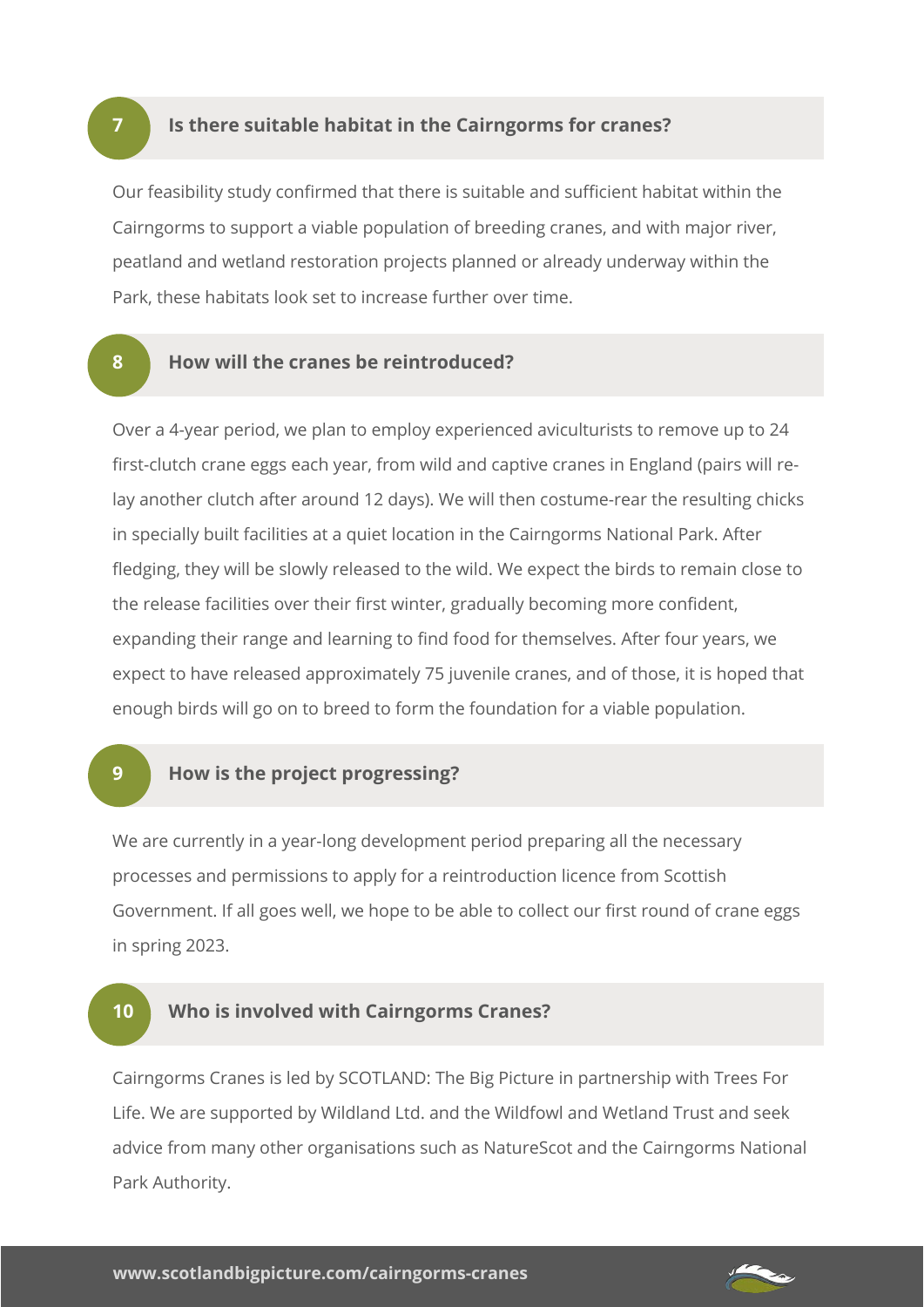## 7 Is there suitable habitat in the Cairngorms for cranes?

Our feasibility study confirmed that there is suitable and sufficient habitat within the Cairngorms to support a viable population of breeding cranes, and with major river, peatland and wetland restoration projects planned or already underway within the Park, these habitats look set to increase further over time.

## 8 How will the cranes be reintroduced?

Over a 4-year period, we plan to employ experienced aviculturists to remove up to 24 first-clutch crane eggs each year, from wild and captive cranes in England (pairs will re-lay another clutch after around 12 days). We will then costume-rear the resulting chicks in specially built facilities at a quiet location in the Cairngorms National Park. After fledging, they will be slowly released to the wild. We expect the birds to remain close to the release facilities over their first winter, gradually becoming more confident, expanding their range and learning to find food for themselves. After four years, we expect to have released approximately 75 juvenile cranes, and of those, it is hoped that enough birds will go on to breed to form the foundation for a viable population.

## 9 How is the project progressing?

We are currently in a year-long development period preparing all the necessary processes and permissions to apply for a reintroduction licence from Scottish Government. If all goes well, we hope to be able to collect our first round of crane eggs in spring 2023.

## 10 Who is involved with Cairngorms Cranes?

Cairngorms Cranes is led by SCOTLAND: The Big Picture in partnership with Trees For Life. We are supported by Wildland Ltd. and the Wildfowl and Wetland Trust and seek advice from many other organisations such as NatureScot and the Cairngorms National Park Authority.

**www.scotlandbigpicture.com/cairngorms-cranes**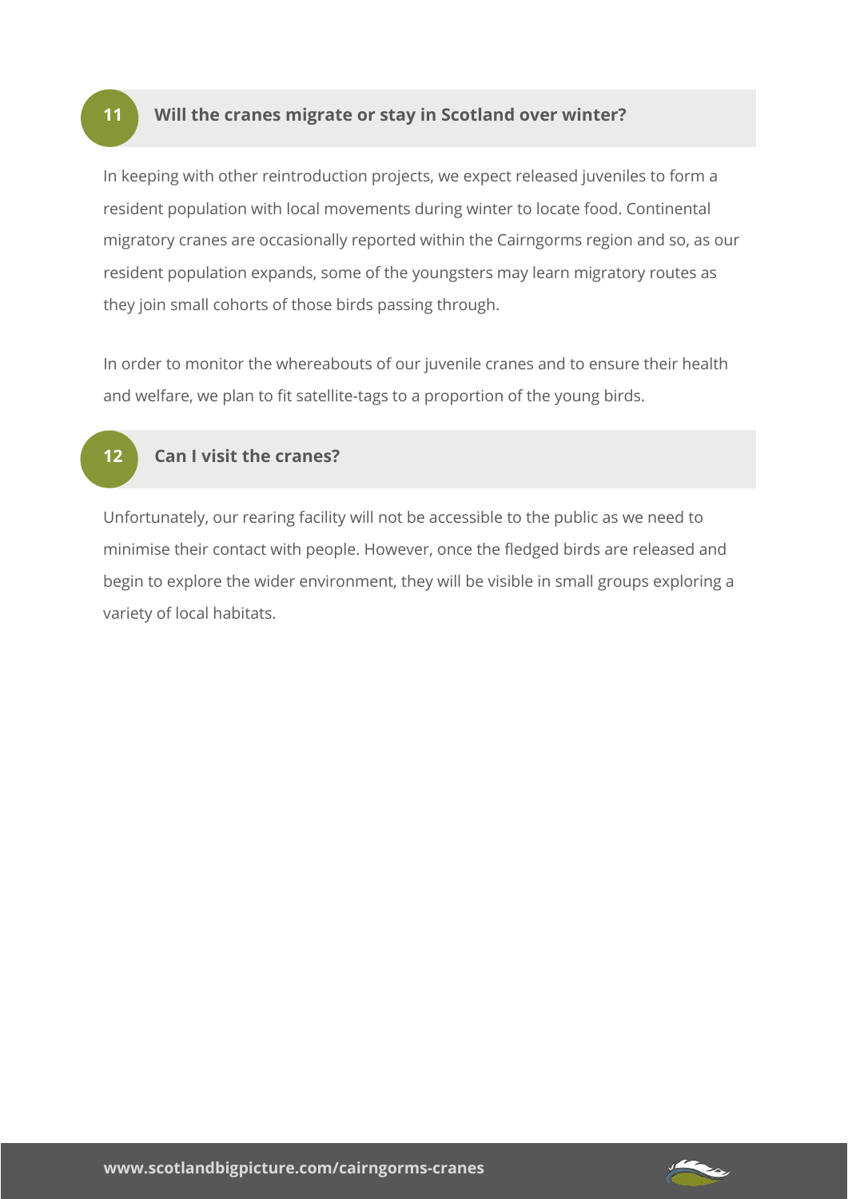## 11 Will the cranes migrate or stay in Scotland over winter?

In keeping with other reintroduction projects, we expect released juveniles to form a resident population with local movements during winter to locate food. Continental migratory cranes are occasionally reported within the Cairngorms region and so, as our resident population expands, some of the youngsters may learn migratory routes as they join small cohorts of those birds passing through.

In order to monitor the whereabouts of our juvenile cranes and to ensure their health and welfare, we plan to fit satellite-tags to a proportion of the young birds.

## 12 Can I visit the cranes?

Unfortunately, our rearing facility will not be accessible to the public as we need to minimise their contact with people. However, once the fledged birds are released and begin to explore the wider environment, they will be visible in small groups exploring a variety of local habitats.